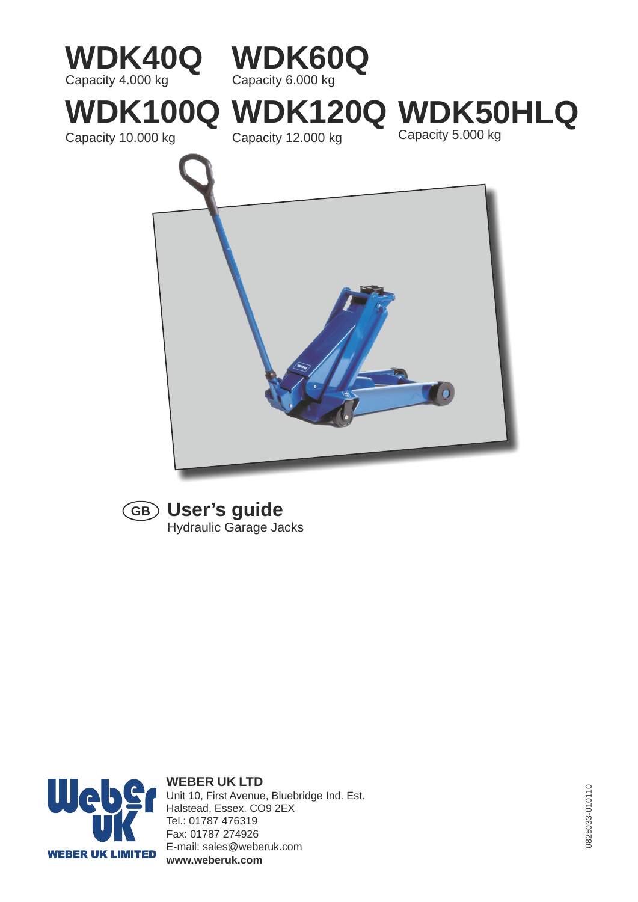# WDK40Q
Capacity 4.000 kg

# WDK60Q
Capacity 6.000 kg

# WDK100Q
Capacity 10.000 kg

# WDK120Q
Capacity 12.000 kg

# WDK50HLQ
Capacity 5.000 kg

GB **User's guide**
Hydraulic Garage Jacks

WEBER UK LIMITED

**WEBER UK LTD**
Unit 10, First Avenue, Bluebridge Ind. Est.
Halstead, Essex. CO9 2EX
Tel.: 01787 476319
Fax: 01787 274926
E-mail: sales@weberuk.com
**www.weberuk.com**

0825033-010110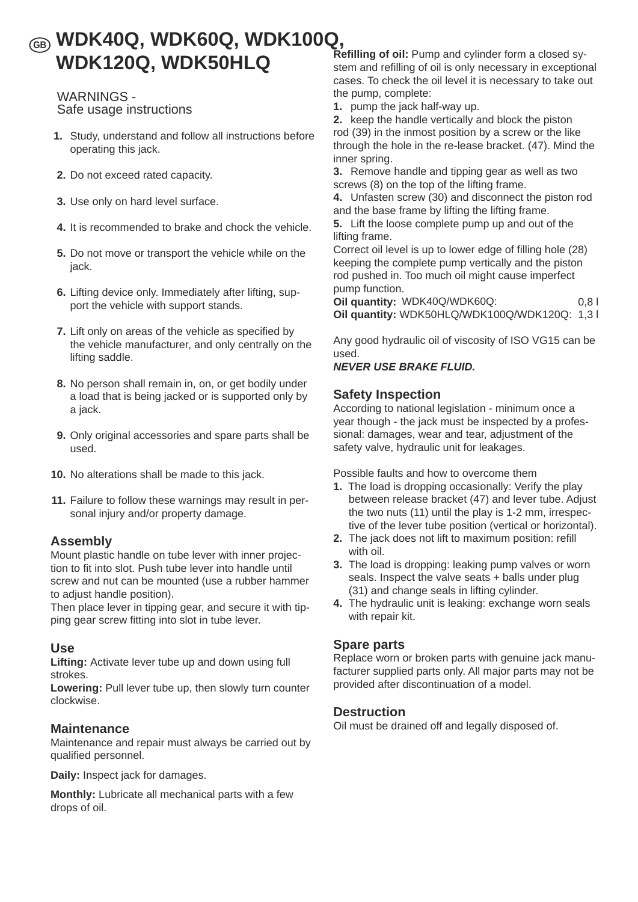# (GB) WDK40Q, WDK60Q, WDK100Q, WDK120Q, WDK50HLQ

WARNINGS -
Safe usage instructions

1. Study, understand and follow all instructions before operating this jack.
2. Do not exceed rated capacity.
3. Use only on hard level surface.
4. It is recommended to brake and chock the vehicle.
5. Do not move or transport the vehicle while on the jack.
6. Lifting device only. Immediately after lifting, support the vehicle with support stands.
7. Lift only on areas of the vehicle as specified by the vehicle manufacturer, and only centrally on the lifting saddle.
8. No person shall remain in, on, or get bodily under a load that is being jacked or is supported only by a jack.
9. Only original accessories and spare parts shall be used.
10. No alterations shall be made to this jack.
11. Failure to follow these warnings may result in personal injury and/or property damage.

## Assembly

Mount plastic handle on tube lever with inner projection to fit into slot. Push tube lever into handle until screw and nut can be mounted (use a rubber hammer to adjust handle position).
Then place lever in tipping gear, and secure it with tipping gear screw fitting into slot in tube lever.

## Use

**Lifting:** Activate lever tube up and down using full strokes.
**Lowering:** Pull lever tube up, then slowly turn counter clockwise.

## Maintenance

Maintenance and repair must always be carried out by qualified personnel.

**Daily:** Inspect jack for damages.

**Monthly:** Lubricicate all mechanical parts with a few drops of oil.

**Refilling of oil:** Pump and cylinder form a closed system and refilling of oil is only necessary in exceptional cases. To check the oil level it is necessary to take out the pump, complete:

1. pump the jack half-way up.
2. keep the handle vertically and block the piston rod (39) in the inmost position by a screw or the like through the hole in the re-lease bracket. (47). Mind the inner spring.
3. Remove handle and tipping gear as well as two screws (8) on the top of the lifting frame.
4. Unfasten screw (30) and disconnect the piston rod and the base frame by lifting the lifting frame.
5. Lift the loose complete pump up and out of the lifting frame.

Correct oil level is up to lower edge of filling hole (28) keeping the complete pump vertically and the piston rod pushed in. Too much oil might cause imperfect pump function.

**Oil quantity:** WDK40Q/WDK60Q: 0,8 l
**Oil quantity:** WDK50HLQ/WDK100Q/WDK120Q: 1,3 l

Any good hydraulic oil of viscosity of ISO VG15 can be used.
***NEVER USE BRAKE FLUID.***

## Safety Inspection

According to national legislation - minimum once a year though - the jack must be inspected by a professional: damages, wear and tear, adjustment of the safety valve, hydraulic unit for leakages.

Possible faults and how to overcome them

1. The load is dropping occasionally: Verify the play between release bracket (47) and lever tube. Adjust the two nuts (11) until the play is 1-2 mm, irrespective of the lever tube position (vertical or horizontal).
2. The jack does not lift to maximum position: refill with oil.
3. The load is dropping: leaking pump valves or worn seals. Inspect the valve seats + balls under plug (31) and change seals in lifting cylinder.
4. The hydraulic unit is leaking: exchange worn seals with repair kit.

## Spare parts

Replace worn or broken parts with genuine jack manufacturer supplied parts only. All major parts may not be provided after discontinuation of a model.

## Destruction

Oil must be drained off and legally disposed of.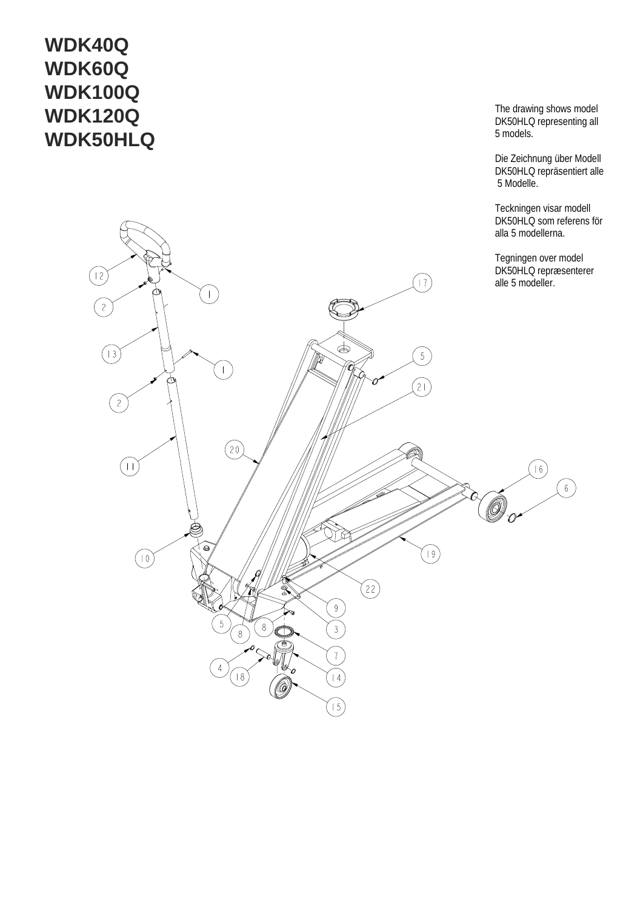# WDK40Q
# WDK60Q
# WDK100Q
# WDK120Q
# WDK50HLQ

The drawing shows model DK50HLQ representing all 5 models.

Die Zeichnung über Modell DK50HLQ repräsentiert alle 5 Modelle.

Teckningen visar modell DK50HLQ som referens för alla 5 modellerna.

Tegningen over model DK50HLQ repræsenterer alle 5 modeller.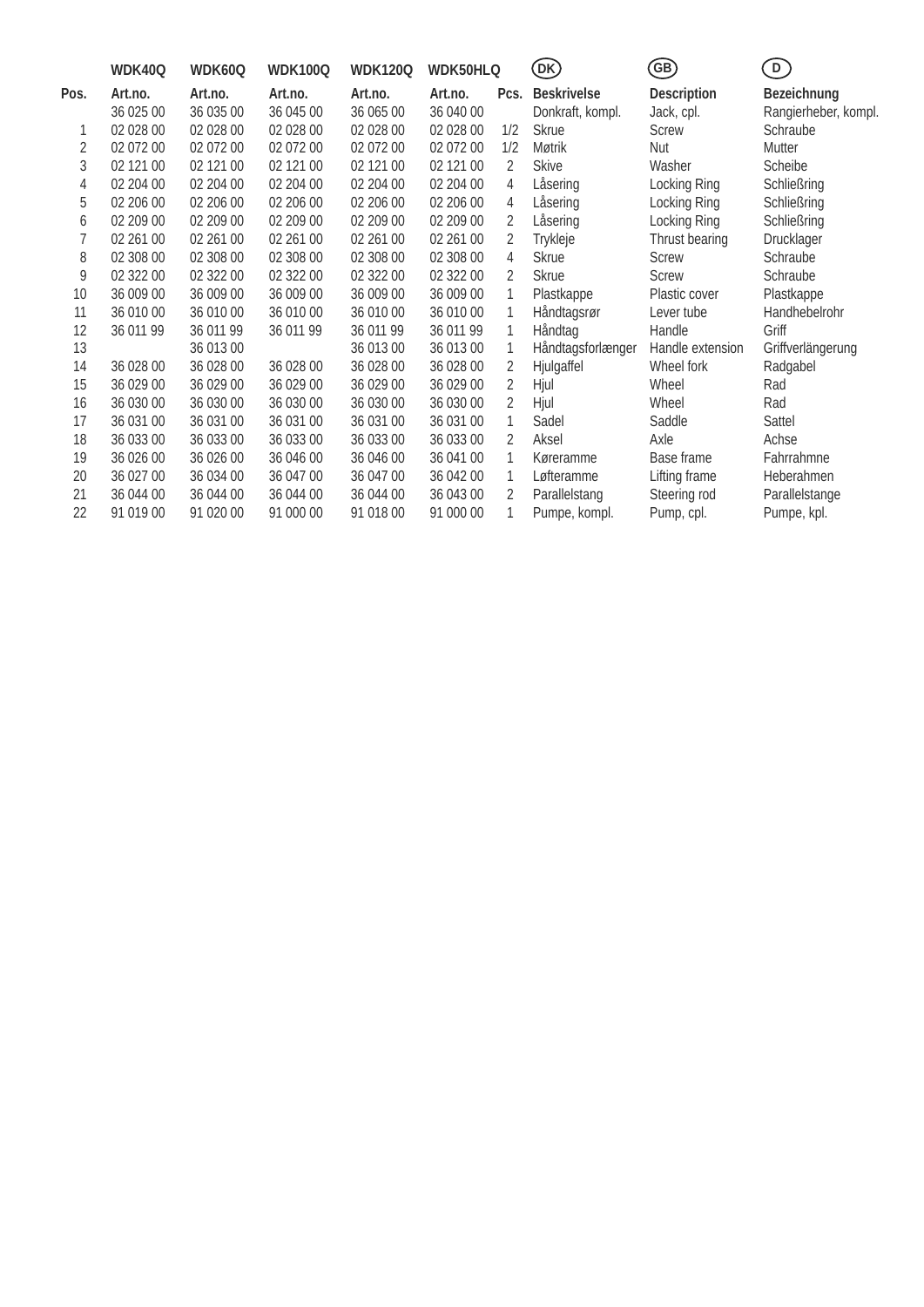| | WDK40Q | WDK60Q | WDK100Q | WDK120Q | WDK50HLQ | | DK | GB | D |
|---|---|---|---|---|---|---|---|---|---|
| **Pos.** | **Art.no.** | **Art.no.** | **Art.no.** | **Art.no.** | **Art.no.** | **Pcs.** | **Beskrivelse** | **Description** | **Bezeichnung** |
| | 36 025 00 | 36 035 00 | 36 045 00 | 36 065 00 | 36 040 00 | | Donkraft, kompl. | Jack, cpl. | Rangierheber, kompl. |
| 1 | 02 028 00 | 02 028 00 | 02 028 00 | 02 028 00 | 02 028 00 | 1/2 | Skrue | Screw | Schraube |
| 2 | 02 072 00 | 02 072 00 | 02 072 00 | 02 072 00 | 02 072 00 | 1/2 | Møtrik | Nut | Mutter |
| 3 | 02 121 00 | 02 121 00 | 02 121 00 | 02 121 00 | 02 121 00 | 2 | Skive | Washer | Scheibe |
| 4 | 02 204 00 | 02 204 00 | 02 204 00 | 02 204 00 | 02 204 00 | 4 | Låsering | Locking Ring | Schließring |
| 5 | 02 206 00 | 02 206 00 | 02 206 00 | 02 206 00 | 02 206 00 | 4 | Låsering | Locking Ring | Schließring |
| 6 | 02 209 00 | 02 209 00 | 02 209 00 | 02 209 00 | 02 209 00 | 2 | Låsering | Locking Ring | Schließring |
| 7 | 02 261 00 | 02 261 00 | 02 261 00 | 02 261 00 | 02 261 00 | 2 | Trykleje | Thrust bearing | Drucklager |
| 8 | 02 308 00 | 02 308 00 | 02 308 00 | 02 308 00 | 02 308 00 | 4 | Skrue | Screw | Schraube |
| 9 | 02 322 00 | 02 322 00 | 02 322 00 | 02 322 00 | 02 322 00 | 2 | Skrue | Screw | Schraube |
| 10 | 36 009 00 | 36 009 00 | 36 009 00 | 36 009 00 | 36 009 00 | 1 | Plastkappe | Plastic cover | Plastkappe |
| 11 | 36 010 00 | 36 010 00 | 36 010 00 | 36 010 00 | 36 010 00 | 1 | Håndtagsrør | Lever tube | Handhebelrohr |
| 12 | 36 011 99 | 36 011 99 | 36 011 99 | 36 011 99 | 36 011 99 | 1 | Håndtag | Handle | Griff |
| 13 | | 36 013 00 | | 36 013 00 | 36 013 00 | 1 | Håndtagsforlænger | Handle extension | Griffverlängerung |
| 14 | 36 028 00 | 36 028 00 | 36 028 00 | 36 028 00 | 36 028 00 | 2 | Hjulgaffel | Wheel fork | Radgabel |
| 15 | 36 029 00 | 36 029 00 | 36 029 00 | 36 029 00 | 36 029 00 | 2 | Hjul | Wheel | Rad |
| 16 | 36 030 00 | 36 030 00 | 36 030 00 | 36 030 00 | 36 030 00 | 2 | Hjul | Wheel | Rad |
| 17 | 36 031 00 | 36 031 00 | 36 031 00 | 36 031 00 | 36 031 00 | 1 | Sadel | Saddle | Sattel |
| 18 | 36 033 00 | 36 033 00 | 36 033 00 | 36 033 00 | 36 033 00 | 2 | Aksel | Axle | Achse |
| 19 | 36 026 00 | 36 026 00 | 36 046 00 | 36 046 00 | 36 041 00 | 1 | Køreramme | Base frame | Fahrrahmne |
| 20 | 36 027 00 | 36 034 00 | 36 047 00 | 36 047 00 | 36 042 00 | 1 | Løfteramme | Lifting frame | Heberahmen |
| 21 | 36 044 00 | 36 044 00 | 36 044 00 | 36 044 00 | 36 043 00 | 2 | Parallelstang | Steering rod | Parallelstange |
| 22 | 91 019 00 | 91 020 00 | 91 000 00 | 91 018 00 | 91 000 00 | 1 | Pumpe, kompl. | Pump, cpl. | Pumpe, kpl. |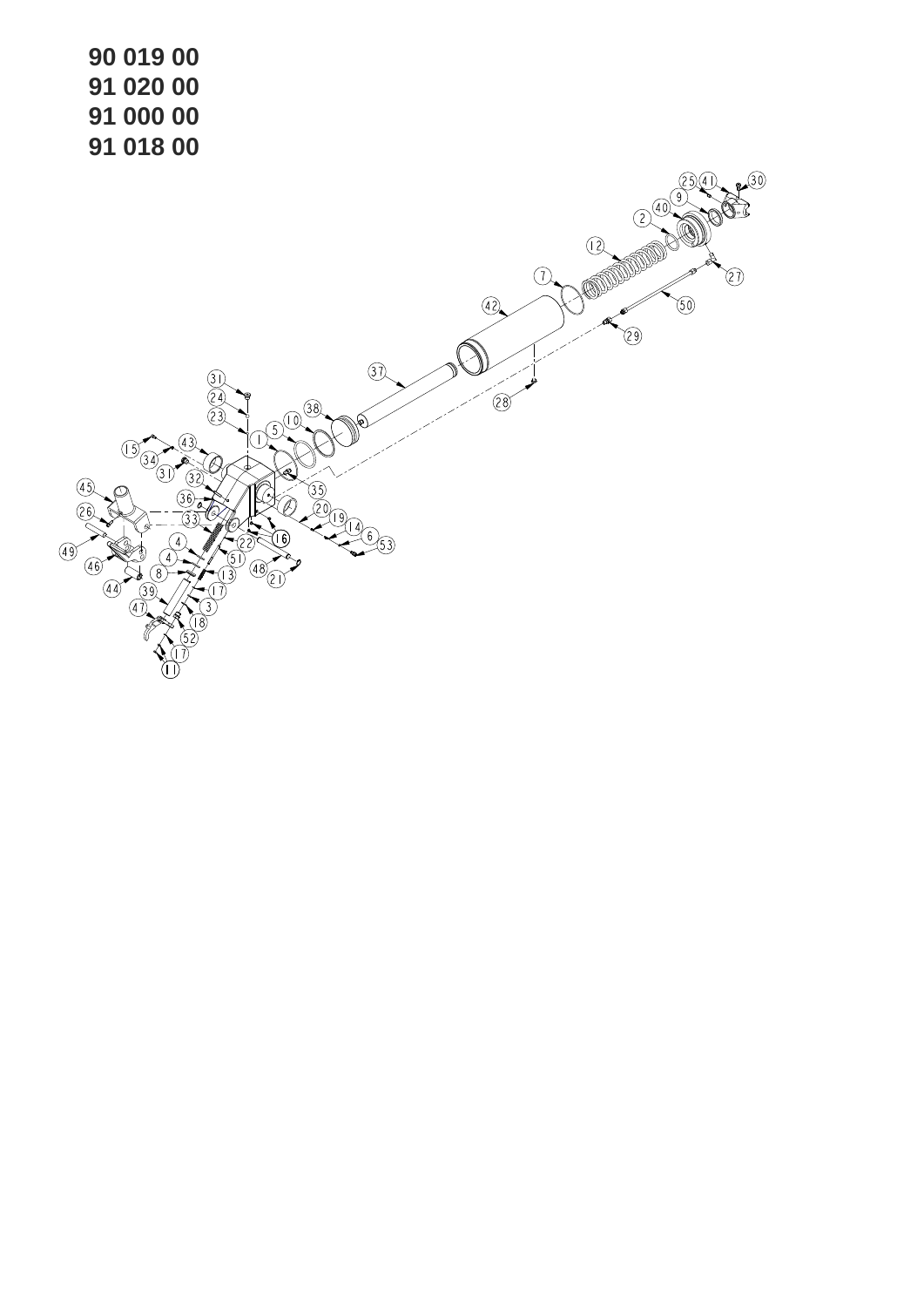**90 019 00**
**91 020 00**
**91 000 00**
**91 018 00**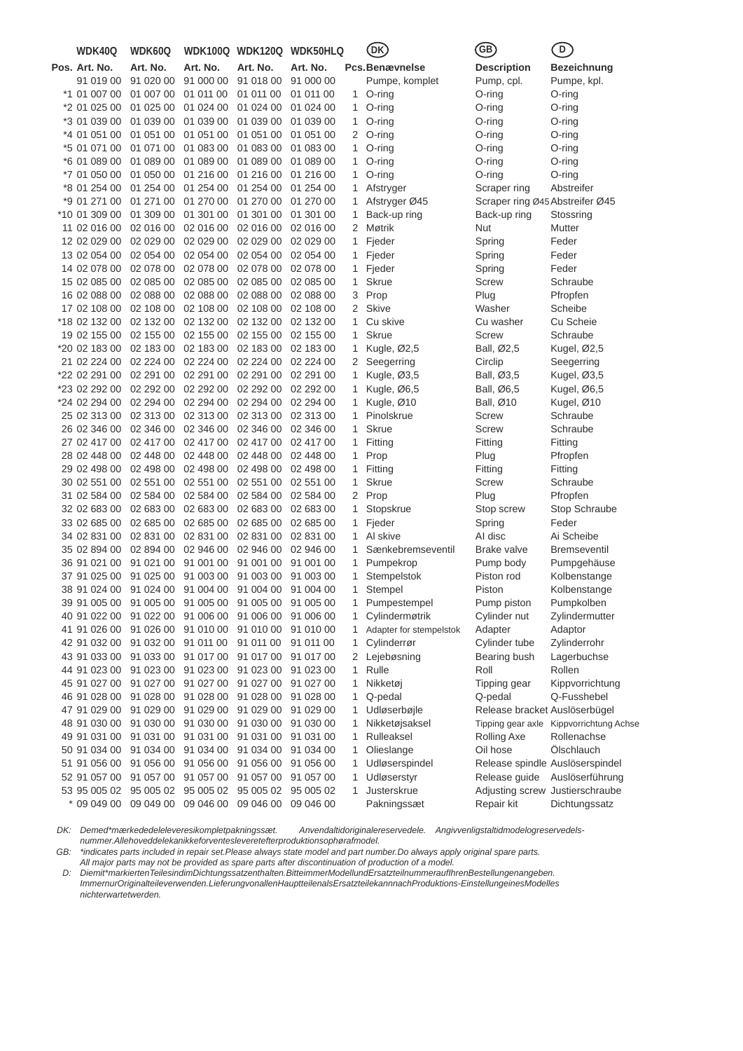| Pos. | WDK40Q Art. No. | WDK60Q Art. No. | WDK100Q Art. No. | WDK120Q Art. No. | WDK50HLQ Art. No. | Pcs. | (DK) Benævnelse | (GB) Description | (D) Bezeichnung |
|---|---|---|---|---|---|---|---|---|---|
| | 91 019 00 | 91 020 00 | 91 000 00 | 91 018 00 | 91 000 00 | | Pumpe, komplet | Pump, cpl. | Pumpe, kpl. |
| *1 | 01 007 00 | 01 007 00 | 01 011 00 | 01 011 00 | 01 011 00 | 1 | O-ring | O-ring | O-ring |
| *2 | 01 025 00 | 01 025 00 | 01 024 00 | 01 024 00 | 01 024 00 | 1 | O-ring | O-ring | O-ring |
| *3 | 01 039 00 | 01 039 00 | 01 039 00 | 01 039 00 | 01 039 00 | 1 | O-ring | O-ring | O-ring |
| *4 | 01 051 00 | 01 051 00 | 01 051 00 | 01 051 00 | 01 051 00 | 2 | O-ring | O-ring | O-ring |
| *5 | 01 071 00 | 01 071 00 | 01 083 00 | 01 083 00 | 01 083 00 | 1 | O-ring | O-ring | O-ring |
| *6 | 01 089 00 | 01 089 00 | 01 089 00 | 01 089 00 | 01 089 00 | 1 | O-ring | O-ring | O-ring |
| *7 | 01 050 00 | 01 050 00 | 01 216 00 | 01 216 00 | 01 216 00 | 1 | O-ring | O-ring | O-ring |
| *8 | 01 254 00 | 01 254 00 | 01 254 00 | 01 254 00 | 01 254 00 | 1 | Afstryger | Scraper ring | Abstreifer |
| *9 | 01 271 00 | 01 271 00 | 01 270 00 | 01 270 00 | 01 270 00 | 1 | Afstryger Ø45 | Scraper ring Ø45 | Abstreifer Ø45 |
| *10 | 01 309 00 | 01 309 00 | 01 301 00 | 01 301 00 | 01 301 00 | 1 | Back-up ring | Back-up ring | Stossring |
| 11 | 02 016 00 | 02 016 00 | 02 016 00 | 02 016 00 | 02 016 00 | 2 | Møtrik | Nut | Mutter |
| 12 | 02 029 00 | 02 029 00 | 02 029 00 | 02 029 00 | 02 029 00 | 1 | Fjeder | Spring | Feder |
| 13 | 02 054 00 | 02 054 00 | 02 054 00 | 02 054 00 | 02 054 00 | 1 | Fjeder | Spring | Feder |
| 14 | 02 078 00 | 02 078 00 | 02 078 00 | 02 078 00 | 02 078 00 | 1 | Fjeder | Spring | Feder |
| 15 | 02 085 00 | 02 085 00 | 02 085 00 | 02 085 00 | 02 085 00 | 1 | Skrue | Screw | Schraube |
| 16 | 02 088 00 | 02 088 00 | 02 088 00 | 02 088 00 | 02 088 00 | 3 | Prop | Plug | Pfropfen |
| 17 | 02 108 00 | 02 108 00 | 02 108 00 | 02 108 00 | 02 108 00 | 2 | Skive | Washer | Scheibe |
| *18 | 02 132 00 | 02 132 00 | 02 132 00 | 02 132 00 | 02 132 00 | 1 | Cu skive | Cu washer | Cu Scheie |
| 19 | 02 155 00 | 02 155 00 | 02 155 00 | 02 155 00 | 02 155 00 | 1 | Skrue | Screw | Schraube |
| *20 | 02 183 00 | 02 183 00 | 02 183 00 | 02 183 00 | 02 183 00 | 1 | Kugle, Ø2,5 | Ball, Ø2,5 | Kugel, Ø2,5 |
| 21 | 02 224 00 | 02 224 00 | 02 224 00 | 02 224 00 | 02 224 00 | 2 | Seegerring | Circlip | Seegerring |
| *22 | 02 291 00 | 02 291 00 | 02 291 00 | 02 291 00 | 02 291 00 | 1 | Kugle, Ø3,5 | Ball, Ø3,5 | Kugel, Ø3,5 |
| *23 | 02 292 00 | 02 292 00 | 02 292 00 | 02 292 00 | 02 292 00 | 1 | Kugle, Ø6,5 | Ball, Ø6,5 | Kugel, Ø6,5 |
| *24 | 02 294 00 | 02 294 00 | 02 294 00 | 02 294 00 | 02 294 00 | 1 | Kugle, Ø10 | Ball, Ø10 | Kugel, Ø10 |
| 25 | 02 313 00 | 02 313 00 | 02 313 00 | 02 313 00 | 02 313 00 | 1 | Pinolskrue | Screw | Schraube |
| 26 | 02 346 00 | 02 346 00 | 02 346 00 | 02 346 00 | 02 346 00 | 1 | Skrue | Screw | Schraube |
| 27 | 02 417 00 | 02 417 00 | 02 417 00 | 02 417 00 | 02 417 00 | 1 | Fitting | Fitting | Fitting |
| 28 | 02 448 00 | 02 448 00 | 02 448 00 | 02 448 00 | 02 448 00 | 1 | Prop | Plug | Pfropfen |
| 29 | 02 498 00 | 02 498 00 | 02 498 00 | 02 498 00 | 02 498 00 | 1 | Fitting | Fitting | Fitting |
| 30 | 02 551 00 | 02 551 00 | 02 551 00 | 02 551 00 | 02 551 00 | 1 | Skrue | Screw | Schraube |
| 31 | 02 584 00 | 02 584 00 | 02 584 00 | 02 584 00 | 02 584 00 | 2 | Prop | Plug | Pfropfen |
| 32 | 02 683 00 | 02 683 00 | 02 683 00 | 02 683 00 | 02 683 00 | 1 | Stopskrue | Stop screw | Stop Schraube |
| 33 | 02 685 00 | 02 685 00 | 02 685 00 | 02 685 00 | 02 685 00 | 1 | Fjeder | Spring | Feder |
| 34 | 02 831 00 | 02 831 00 | 02 831 00 | 02 831 00 | 02 831 00 | 1 | Al skive | Al disc | Ai Scheibe |
| 35 | 02 894 00 | 02 894 00 | 02 946 00 | 02 946 00 | 02 946 00 | 1 | Sænkebremseventil | Brake valve | Bremseventil |
| 36 | 91 021 00 | 91 021 00 | 91 001 00 | 91 001 00 | 91 001 00 | 1 | Pumpekrop | Pump body | Pumpgehäuse |
| 37 | 91 025 00 | 91 025 00 | 91 003 00 | 91 003 00 | 91 003 00 | 1 | Stempelstok | Piston rod | Kolbenstange |
| 38 | 91 024 00 | 91 024 00 | 91 004 00 | 91 004 00 | 91 004 00 | 1 | Stempel | Piston | Kolbenstange |
| 39 | 91 005 00 | 91 005 00 | 91 005 00 | 91 005 00 | 91 005 00 | 1 | Pumpestempel | Pump piston | Pumpkolben |
| 40 | 91 022 00 | 91 022 00 | 91 006 00 | 91 006 00 | 91 006 00 | 1 | Cylindermøtrik | Cylinder nut | Zylindermutter |
| 41 | 91 026 00 | 91 026 00 | 91 010 00 | 91 010 00 | 91 010 00 | 1 | Adapter for stempelstok | Adapter | Adaptor |
| 42 | 91 032 00 | 91 032 00 | 91 011 00 | 91 011 00 | 91 011 00 | 1 | Cylinderrør | Cylinder tube | Zylinderrohr |
| 43 | 91 033 00 | 91 033 00 | 91 017 00 | 91 017 00 | 91 017 00 | 2 | Lejebøsning | Bearing bush | Lagerbuchse |
| 44 | 91 023 00 | 91 023 00 | 91 023 00 | 91 023 00 | 91 023 00 | 1 | Rulle | Roll | Rollen |
| 45 | 91 027 00 | 91 027 00 | 91 027 00 | 91 027 00 | 91 027 00 | 1 | Nikketøj | Tipping gear | Kippvorrichtung |
| 46 | 91 028 00 | 91 028 00 | 91 028 00 | 91 028 00 | 91 028 00 | 1 | Q-pedal | Q-pedal | Q-Fusshebel |
| 47 | 91 029 00 | 91 029 00 | 91 029 00 | 91 029 00 | 91 029 00 | 1 | Udløserbøjle | Release bracket | Auslöserbügel |
| 48 | 91 030 00 | 91 030 00 | 91 030 00 | 91 030 00 | 91 030 00 | 1 | Nikketøjsaksel | Tipping gear axle | Kippvorrichtung Achse |
| 49 | 91 031 00 | 91 031 00 | 91 031 00 | 91 031 00 | 91 031 00 | 1 | Rulleaksel | Rolling Axe | Rollenachse |
| 50 | 91 034 00 | 91 034 00 | 91 034 00 | 91 034 00 | 91 034 00 | 1 | Olieslange | Oil hose | Ölschlauch |
| 51 | 91 056 00 | 91 056 00 | 91 056 00 | 91 056 00 | 91 056 00 | 1 | Udløserspindel | Release spindle | Auslöserspindel |
| 52 | 91 057 00 | 91 057 00 | 91 057 00 | 91 057 00 | 91 057 00 | 1 | Udløserstyr | Release guide | Auslöserführung |
| 53 | 95 005 02 | 95 005 02 | 95 005 02 | 95 005 02 | 95 005 02 | 1 | Justerskrue | Adjusting screw | Justierschraube |
| * | 09 049 00 | 09 049 00 | 09 046 00 | 09 046 00 | 09 046 00 | | Pakningssæt | Repair kit | Dichtungssatz |

*DK: Demed*mærkededeleleveresikompletpakningssæt. Anvendaltidoriginalereservedele. Angivvenligstaltidmodelogreservedelsnummer.Allehoveddelekanikkeforventesleveretefterproduktionsophørafmodel.*

*GB: *indicates parts included in repair set.Please always state model and part number.Do always apply original spare parts. All major parts may not be provided as spare parts after discontinuation of production of a model.*

*D: Diemit*markiertenTeilesindimDichtungssatzenthalten.BitteimmerModellundErsatzteilnummerauflhrenBestellungenangeben. ImmernurOriginalteileverwenden.LieferungvonallenHauptteilenalsErsatzteilekannnachProduktions-EinstellungeinesModelles nichterwartetwerden.*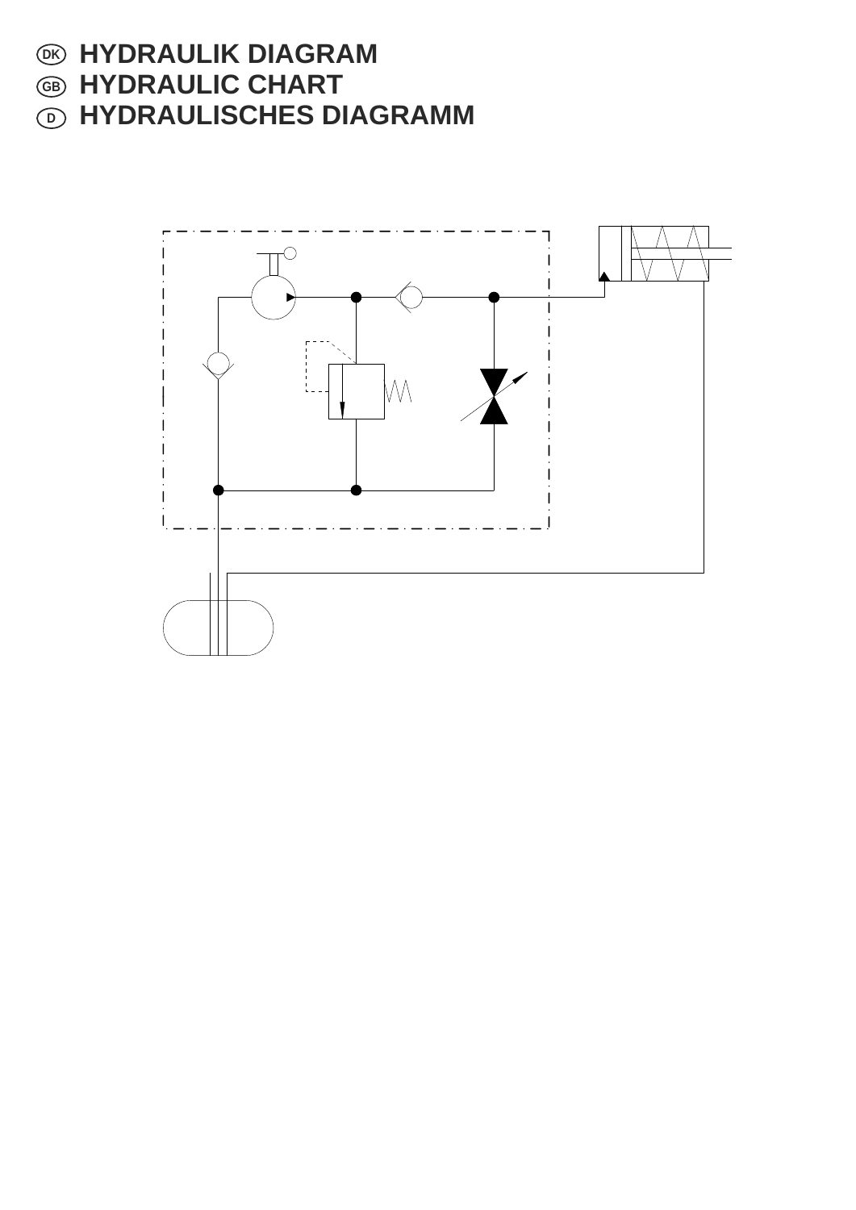# DK HYDRAULIK DIAGRAM
# GB HYDRAULIC CHART
# D HYDRAULISCHES DIAGRAMM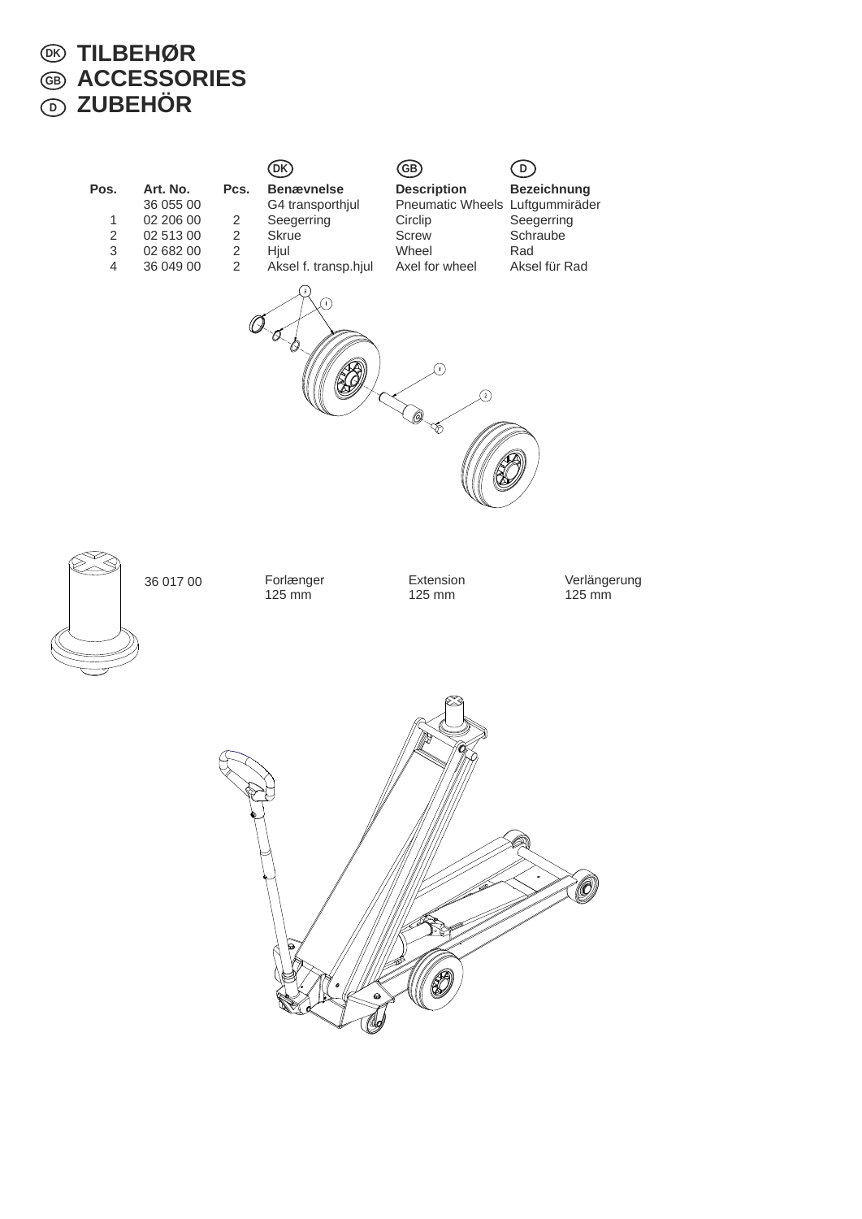# DK TILBEHØR
# GB ACCESSORIES
# D ZUBEHÖR

| Pos. | Art. No. | Pcs. | DK Benævnelse | GB Description | D Bezeichnung |
|---|---|---|---|---|---|
| | 36 055 00 | | G4 transporthjul | Pneumatic Wheels | Luftgummiräder |
| 1 | 02 206 00 | 2 | Seegerring | Circlip | Seegerring |
| 2 | 02 513 00 | 2 | Skrue | Screw | Schraube |
| 3 | 02 682 00 | 2 | Hjul | Wheel | Rad |
| 4 | 36 049 00 | 2 | Aksel f. transp.hjul | Axel for wheel | Aksel für Rad |

| Art. No. | DK | GB | D |
|---|---|---|---|
| 36 017 00 | Forlænger 125 mm | Extension 125 mm | Verlängerung 125 mm |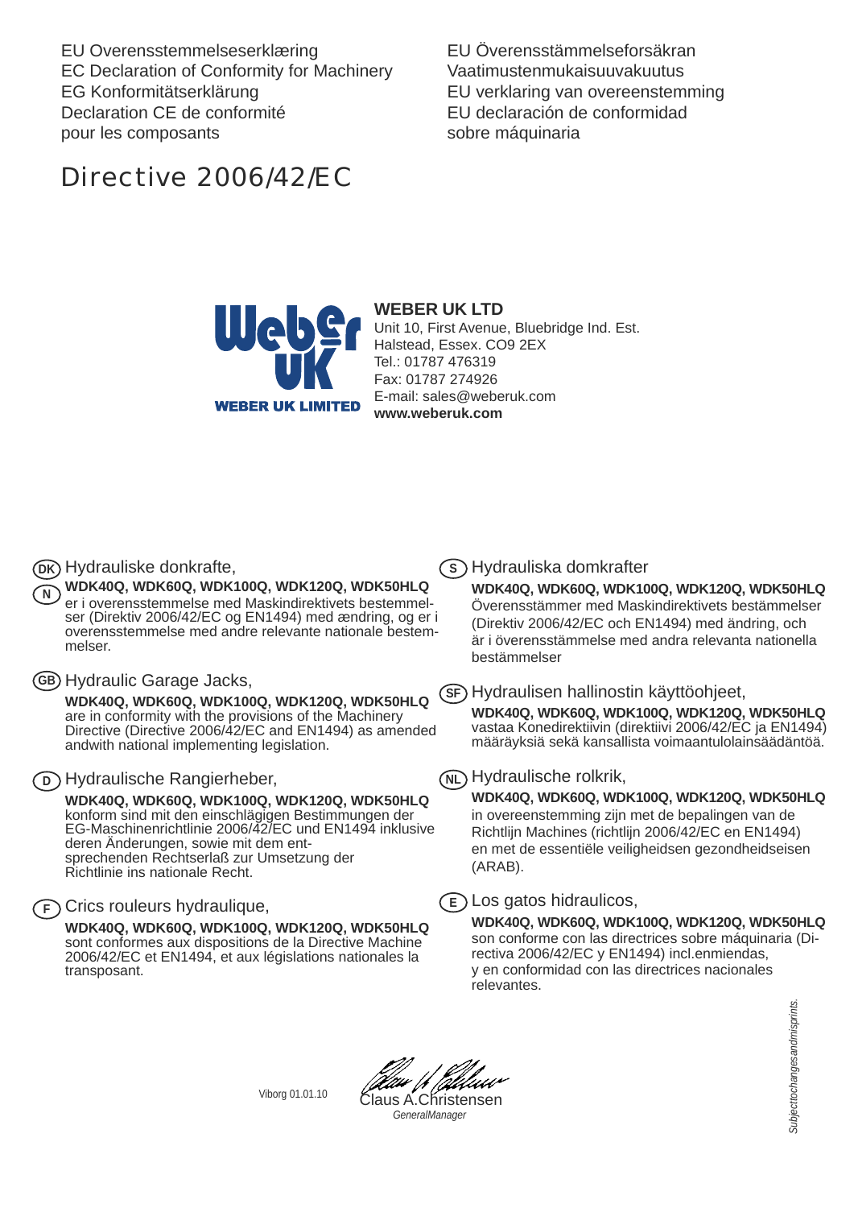EU Overensstemmelseserklæring
EC Declaration of Conformity for Machinery
EG Konformitätserklärung
Declaration CE de conformité
pour les composants

EU Överensstämmelseforsäkran
Vaatimustenmukaisuusvakuutus
EU verklaring van overeenstemming
EU declaración de conformidad
sobre máquinaria

# Directive 2006/42/EC

Weber UK
WEBER UK LIMITED

**WEBER UK LTD**
Unit 10, First Avenue, Bluebridge Ind. Est.
Halstead, Essex. CO9 2EX
Tel.: 01787 476319
Fax: 01787 274926
E-mail: sales@weberuk.com
**www.weberuk.com**

(DK) (N) Hydrauliske donkrafte,
**WDK40Q, WDK60Q, WDK100Q, WDK120Q, WDK50HLQ**
er i overensstemmelse med Maskindirektivets bestemmelser (Direktiv 2006/42/EC og EN1494) med ændring, og er i overensstemmelse med andre relevante nationale bestemmelser.

(GB) Hydraulic Garage Jacks,
**WDK40Q, WDK60Q, WDK100Q, WDK120Q, WDK50HLQ**
are in conformity with the provisions of the Machinery Directive (Directive 2006/42/EC and EN1494) as amended andwith national implementing legislation.

(D) Hydraulische Rangierheber,
**WDK40Q, WDK60Q, WDK100Q, WDK120Q, WDK50HLQ**
konform sind mit den einschlägigen Bestimmungen der EG-Maschinenrichtlinie 2006/42/EC und EN1494 inklusive deren Änderungen, sowie mit dem entsprechenden Rechtserlaß zur Umsetzung der Richtlinie ins nationale Recht.

(F) Crics rouleurs hydraulique,
**WDK40Q, WDK60Q, WDK100Q, WDK120Q, WDK50HLQ**
sont conformes aux dispositions de la Directive Machine 2006/42/EC et EN1494, et aux législations nationales la transposant.

(S) Hydrauliska domkrafter
**WDK40Q, WDK60Q, WDK100Q, WDK120Q, WDK50HLQ**
Överensstämmer med Maskindirektivets bestämmelser (Direktiv 2006/42/EC och EN1494) med ändring, och är i överensstämmelse med andra relevanta nationella bestämmelser

(SF) Hydraulisen hallinostin käyttöohjeet,
**WDK40Q, WDK60Q, WDK100Q, WDK120Q, WDK50HLQ**
vastaa Konedirektiivin (direktiivi 2006/42/EC ja EN1494) määräyksiä sekä kansallista voimaantulolainsäädäntöä.

(NL) Hydraulische rolkrik,
**WDK40Q, WDK60Q, WDK100Q, WDK120Q, WDK50HLQ**
in overeenstemming zijn met de bepalingen van de Richtlijn Machines (richtlijn 2006/42/EC en EN1494) en met de essentiële veiligheidsen gezondheidseisen (ARAB).

(E) Los gatos hidraulicos,
**WDK40Q, WDK60Q, WDK100Q, WDK120Q, WDK50HLQ**
son conforme con las directrices sobre máquinaria (Directiva 2006/42/EC y EN1494) incl.enmiendas, y en conformidad con las directrices nacionales relevantes.

Viborg 01.01.10

Claus A.Christensen
*GeneralManager*

*Subjecttochangesandmisprints.*